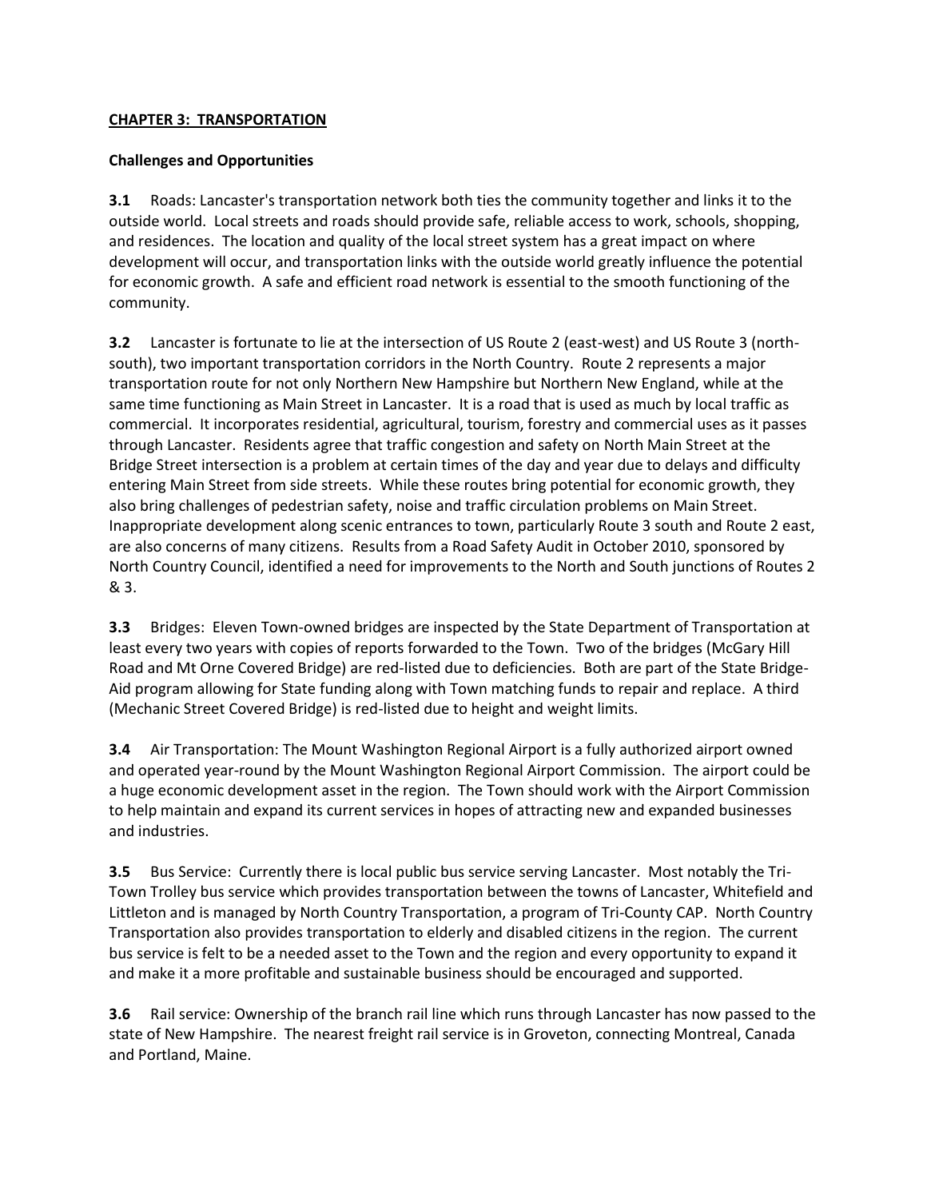## CHAPTER 3: TRANSPORTATION

### Challenges and Opportunities

**3.1** Roads: Lancaster's transportation network both ties the community together and links it to the outside world. Local streets and roads should provide safe, reliable access to work, schools, shopping, and residences. The location and quality of the local street system has a great impact on where development will occur, and transportation links with the outside world greatly influence the potential for economic growth. A safe and efficient road network is essential to the smooth functioning of the community.

**3.2** Lancaster is fortunate to lie at the intersection of US Route 2 (east-west) and US Route 3 (north-south), two important transportation corridors in the North Country. Route 2 represents a major transportation route for not only Northern New Hampshire but Northern New England, while at the same time functioning as Main Street in Lancaster. It is a road that is used as much by local traffic as commercial. It incorporates residential, agricultural, tourism, forestry and commercial uses as it passes through Lancaster. Residents agree that traffic congestion and safety on North Main Street at the Bridge Street intersection is a problem at certain times of the day and year due to delays and difficulty entering Main Street from side streets. While these routes bring potential for economic growth, they also bring challenges of pedestrian safety, noise and traffic circulation problems on Main Street. Inappropriate development along scenic entrances to town, particularly Route 3 south and Route 2 east, are also concerns of many citizens. Results from a Road Safety Audit in October 2010, sponsored by North Country Council, identified a need for improvements to the North and South junctions of Routes 2 & 3.

**3.3** Bridges: Eleven Town-owned bridges are inspected by the State Department of Transportation at least every two years with copies of reports forwarded to the Town. Two of the bridges (McGary Hill Road and Mt Orne Covered Bridge) are red-listed due to deficiencies. Both are part of the State Bridge-Aid program allowing for State funding along with Town matching funds to repair and replace. A third (Mechanic Street Covered Bridge) is red-listed due to height and weight limits.

**3.4** Air Transportation: The Mount Washington Regional Airport is a fully authorized airport owned and operated year-round by the Mount Washington Regional Airport Commission. The airport could be a huge economic development asset in the region. The Town should work with the Airport Commission to help maintain and expand its current services in hopes of attracting new and expanded businesses and industries.

**3.5** Bus Service: Currently there is local public bus service serving Lancaster. Most notably the Tri-Town Trolley bus service which provides transportation between the towns of Lancaster, Whitefield and Littleton and is managed by North Country Transportation, a program of Tri-County CAP. North Country Transportation also provides transportation to elderly and disabled citizens in the region. The current bus service is felt to be a needed asset to the Town and the region and every opportunity to expand it and make it a more profitable and sustainable business should be encouraged and supported.

**3.6** Rail service: Ownership of the branch rail line which runs through Lancaster has now passed to the state of New Hampshire. The nearest freight rail service is in Groveton, connecting Montreal, Canada and Portland, Maine.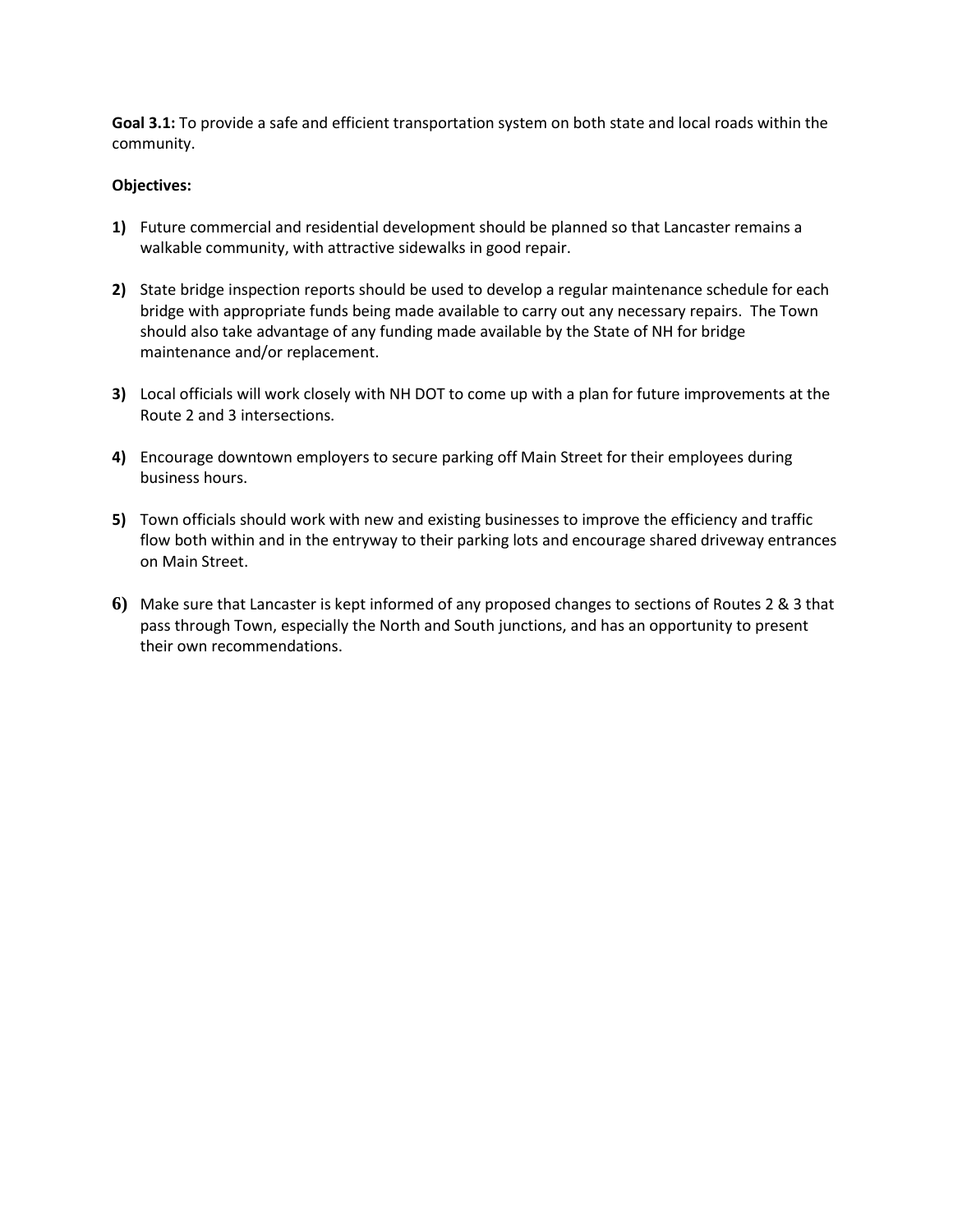**Goal 3.1:** To provide a safe and efficient transportation system on both state and local roads within the community.

**Objectives:**

**1)** Future commercial and residential development should be planned so that Lancaster remains a walkable community, with attractive sidewalks in good repair.

**2)** State bridge inspection reports should be used to develop a regular maintenance schedule for each bridge with appropriate funds being made available to carry out any necessary repairs. The Town should also take advantage of any funding made available by the State of NH for bridge maintenance and/or replacement.

**3)** Local officials will work closely with NH DOT to come up with a plan for future improvements at the Route 2 and 3 intersections.

**4)** Encourage downtown employers to secure parking off Main Street for their employees during business hours.

**5)** Town officials should work with new and existing businesses to improve the efficiency and traffic flow both within and in the entryway to their parking lots and encourage shared driveway entrances on Main Street.

**6)** Make sure that Lancaster is kept informed of any proposed changes to sections of Routes 2 & 3 that pass through Town, especially the North and South junctions, and has an opportunity to present their own recommendations.